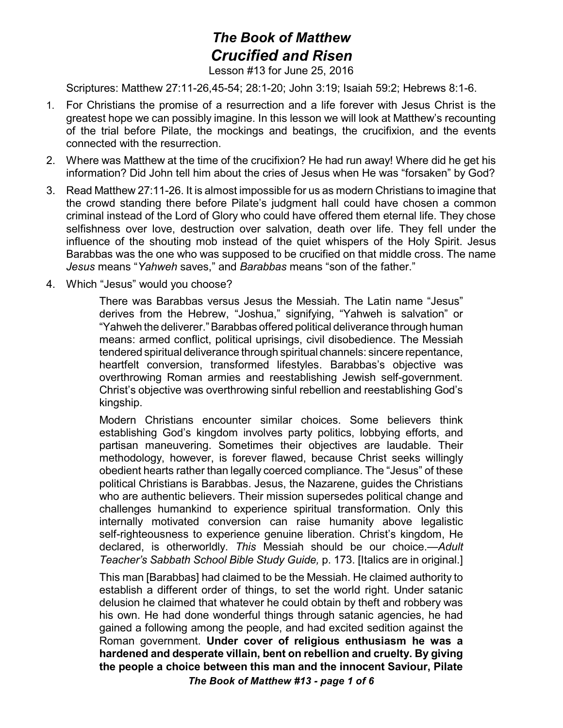# *The Book of Matthew*
# *Crucified and Risen*

Lesson #13 for June 25, 2016

Scriptures: Matthew 27:11-26,45-54; 28:1-20; John 3:19; Isaiah 59:2; Hebrews 8:1-6.

1. For Christians the promise of a resurrection and a life forever with Jesus Christ is the greatest hope we can possibly imagine. In this lesson we will look at Matthew's recounting of the trial before Pilate, the mockings and beatings, the crucifixion, and the events connected with the resurrection.
2. Where was Matthew at the time of the crucifixion? He had run away! Where did he get his information? Did John tell him about the cries of Jesus when He was "forsaken" by God?
3. Read Matthew 27:11-26. It is almost impossible for us as modern Christians to imagine that the crowd standing there before Pilate's judgment hall could have chosen a common criminal instead of the Lord of Glory who could have offered them eternal life. They chose selfishness over love, destruction over salvation, death over life. They fell under the influence of the shouting mob instead of the quiet whispers of the Holy Spirit. Jesus Barabbas was the one who was supposed to be crucified on that middle cross. The name *Jesus* means "*Yahweh* saves," and *Barabbas* means "son of the father."
4. Which "Jesus" would you choose?

> There was Barabbas versus Jesus the Messiah. The Latin name "Jesus" derives from the Hebrew, "Joshua," signifying, "Yahweh is salvation" or "Yahweh the deliverer." Barabbas offered political deliverance through human means: armed conflict, political uprisings, civil disobedience. The Messiah tendered spiritual deliverance through spiritual channels: sincere repentance, heartfelt conversion, transformed lifestyles. Barabbas's objective was overthrowing Roman armies and reestablishing Jewish self-government. Christ's objective was overthrowing sinful rebellion and reestablishing God's kingship.
>
> Modern Christians encounter similar choices. Some believers think establishing God's kingdom involves party politics, lobbying efforts, and partisan maneuvering. Sometimes their objectives are laudable. Their methodology, however, is forever flawed, because Christ seeks willingly obedient hearts rather than legally coerced compliance. The "Jesus" of these political Christians is Barabbas. Jesus, the Nazarene, guides the Christians who are authentic believers. Their mission supersedes political change and challenges humankind to experience spiritual transformation. Only this internally motivated conversion can raise humanity above legalistic self-righteousness to experience genuine liberation. Christ's kingdom, He declared, is otherworldly. *This* Messiah should be our choice.—*Adult Teacher's Sabbath School Bible Study Guide,* p. 173. [Italics are in original.]
>
> This man [Barabbas] had claimed to be the Messiah. He claimed authority to establish a different order of things, to set the world right. Under satanic delusion he claimed that whatever he could obtain by theft and robbery was his own. He had done wonderful things through satanic agencies, he had gained a following among the people, and had excited sedition against the Roman government. **Under cover of religious enthusiasm he was a hardened and desperate villain, bent on rebellion and cruelty. By giving the people a choice between this man and the innocent Saviour, Pilate**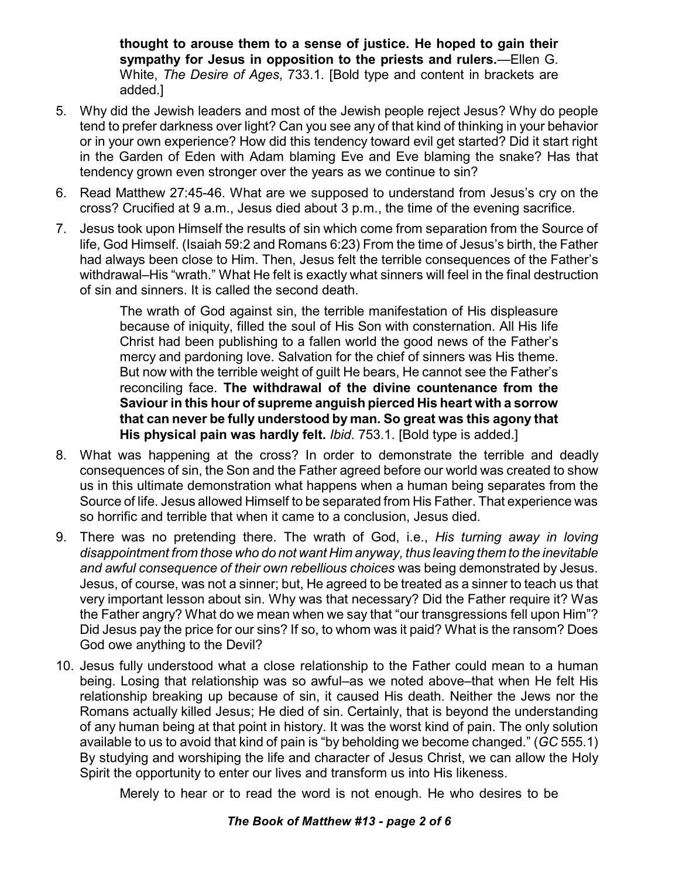> **thought to arouse them to a sense of justice. He hoped to gain their sympathy for Jesus in opposition to the priests and rulers.**—Ellen G. White, *The Desire of Ages*, 733.1. [Bold type and content in brackets are added.]

5. Why did the Jewish leaders and most of the Jewish people reject Jesus? Why do people tend to prefer darkness over light? Can you see any of that kind of thinking in your behavior or in your own experience? How did this tendency toward evil get started? Did it start right in the Garden of Eden with Adam blaming Eve and Eve blaming the snake? Has that tendency grown even stronger over the years as we continue to sin?

6. Read Matthew 27:45-46. What are we supposed to understand from Jesus's cry on the cross? Crucified at 9 a.m., Jesus died about 3 p.m., the time of the evening sacrifice.

7. Jesus took upon Himself the results of sin which come from separation from the Source of life, God Himself. (Isaiah 59:2 and Romans 6:23) From the time of Jesus's birth, the Father had always been close to Him. Then, Jesus felt the terrible consequences of the Father's withdrawal–His "wrath." What He felt is exactly what sinners will feel in the final destruction of sin and sinners. It is called the second death.

   > The wrath of God against sin, the terrible manifestation of His displeasure because of iniquity, filled the soul of His Son with consternation. All His life Christ had been publishing to a fallen world the good news of the Father's mercy and pardoning love. Salvation for the chief of sinners was His theme. But now with the terrible weight of guilt He bears, He cannot see the Father's reconciling face. **The withdrawal of the divine countenance from the Saviour in this hour of supreme anguish pierced His heart with a sorrow that can never be fully understood by man. So great was this agony that His physical pain was hardly felt.** *Ibid*. 753.1. [Bold type is added.]

8. What was happening at the cross? In order to demonstrate the terrible and deadly consequences of sin, the Son and the Father agreed before our world was created to show us in this ultimate demonstration what happens when a human being separates from the Source of life. Jesus allowed Himself to be separated from His Father. That experience was so horrific and terrible that when it came to a conclusion, Jesus died.

9. There was no pretending there. The wrath of God, i.e., *His turning away in loving disappointment from those who do not want Him anyway, thus leaving them to the inevitable and awful consequence of their own rebellious choices* was being demonstrated by Jesus. Jesus, of course, was not a sinner; but, He agreed to be treated as a sinner to teach us that very important lesson about sin. Why was that necessary? Did the Father require it? Was the Father angry? What do we mean when we say that "our transgressions fell upon Him"? Did Jesus pay the price for our sins? If so, to whom was it paid? What is the ransom? Does God owe anything to the Devil?

10. Jesus fully understood what a close relationship to the Father could mean to a human being. Losing that relationship was so awful–as we noted above–that when He felt His relationship breaking up because of sin, it caused His death. Neither the Jews nor the Romans actually killed Jesus; He died of sin. Certainly, that is beyond the understanding of any human being at that point in history. It was the worst kind of pain. The only solution available to us to avoid that kind of pain is "by beholding we become changed." (*GC* 555.1) By studying and worshiping the life and character of Jesus Christ, we can allow the Holy Spirit the opportunity to enter our lives and transform us into His likeness.

    > Merely to hear or to read the word is not enough. He who desires to be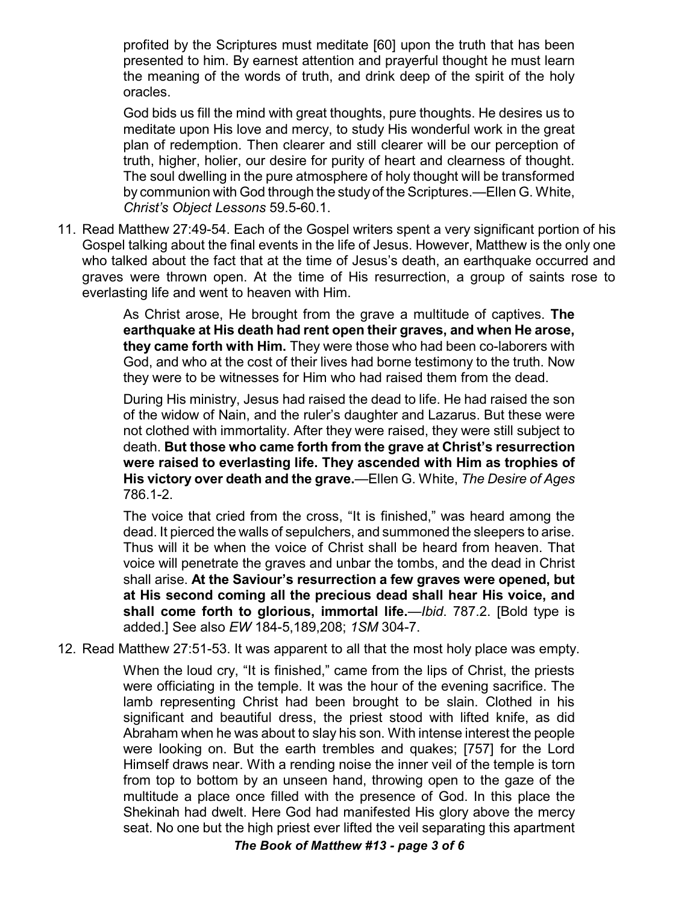profited by the Scriptures must meditate [60] upon the truth that has been presented to him. By earnest attention and prayerful thought he must learn the meaning of the words of truth, and drink deep of the spirit of the holy oracles.

God bids us fill the mind with great thoughts, pure thoughts. He desires us to meditate upon His love and mercy, to study His wonderful work in the great plan of redemption. Then clearer and still clearer will be our perception of truth, higher, holier, our desire for purity of heart and clearness of thought. The soul dwelling in the pure atmosphere of holy thought will be transformed by communion with God through the study of the Scriptures.—Ellen G. White, *Christ's Object Lessons* 59.5-60.1.

11. Read Matthew 27:49-54. Each of the Gospel writers spent a very significant portion of his Gospel talking about the final events in the life of Jesus. However, Matthew is the only one who talked about the fact that at the time of Jesus's death, an earthquake occurred and graves were thrown open. At the time of His resurrection, a group of saints rose to everlasting life and went to heaven with Him.

   As Christ arose, He brought from the grave a multitude of captives. **The earthquake at His death had rent open their graves, and when He arose, they came forth with Him.** They were those who had been co-laborers with God, and who at the cost of their lives had borne testimony to the truth. Now they were to be witnesses for Him who had raised them from the dead.

   During His ministry, Jesus had raised the dead to life. He had raised the son of the widow of Nain, and the ruler's daughter and Lazarus. But these were not clothed with immortality. After they were raised, they were still subject to death. **But those who came forth from the grave at Christ's resurrection were raised to everlasting life. They ascended with Him as trophies of His victory over death and the grave.**—Ellen G. White, *The Desire of Ages* 786.1-2.

   The voice that cried from the cross, "It is finished," was heard among the dead. It pierced the walls of sepulchers, and summoned the sleepers to arise. Thus will it be when the voice of Christ shall be heard from heaven. That voice will penetrate the graves and unbar the tombs, and the dead in Christ shall arise. **At the Saviour's resurrection a few graves were opened, but at His second coming all the precious dead shall hear His voice, and shall come forth to glorious, immortal life.**—*Ibid*. 787.2. [Bold type is added.] See also *EW* 184-5,189,208; *1SM* 304-7.

12. Read Matthew 27:51-53. It was apparent to all that the most holy place was empty.

   When the loud cry, "It is finished," came from the lips of Christ, the priests were officiating in the temple. It was the hour of the evening sacrifice. The lamb representing Christ had been brought to be slain. Clothed in his significant and beautiful dress, the priest stood with lifted knife, as did Abraham when he was about to slay his son. With intense interest the people were looking on. But the earth trembles and quakes; [757] for the Lord Himself draws near. With a rending noise the inner veil of the temple is torn from top to bottom by an unseen hand, throwing open to the gaze of the multitude a place once filled with the presence of God. In this place the Shekinah had dwelt. Here God had manifested His glory above the mercy seat. No one but the high priest ever lifted the veil separating this apartment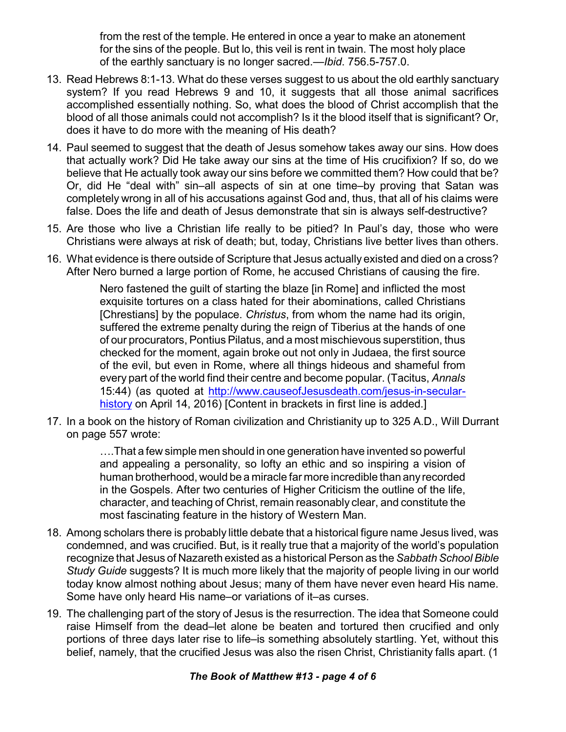from the rest of the temple. He entered in once a year to make an atonement for the sins of the people. But lo, this veil is rent in twain. The most holy place of the earthly sanctuary is no longer sacred.—*Ibid*. 756.5-757.0.

13. Read Hebrews 8:1-13. What do these verses suggest to us about the old earthly sanctuary system? If you read Hebrews 9 and 10, it suggests that all those animal sacrifices accomplished essentially nothing. So, what does the blood of Christ accomplish that the blood of all those animals could not accomplish? Is it the blood itself that is significant? Or, does it have to do more with the meaning of His death?

14. Paul seemed to suggest that the death of Jesus somehow takes away our sins. How does that actually work? Did He take away our sins at the time of His crucifixion? If so, do we believe that He actually took away our sins before we committed them? How could that be? Or, did He "deal with" sin–all aspects of sin at one time–by proving that Satan was completely wrong in all of his accusations against God and, thus, that all of his claims were false. Does the life and death of Jesus demonstrate that sin is always self-destructive?

15. Are those who live a Christian life really to be pitied? In Paul's day, those who were Christians were always at risk of death; but, today, Christians live better lives than others.

16. What evidence is there outside of Scripture that Jesus actually existed and died on a cross? After Nero burned a large portion of Rome, he accused Christians of causing the fire.

    > Nero fastened the guilt of starting the blaze [in Rome] and inflicted the most exquisite tortures on a class hated for their abominations, called Christians [Chrestians] by the populace. *Christus*, from whom the name had its origin, suffered the extreme penalty during the reign of Tiberius at the hands of one of our procurators, Pontius Pilatus, and a most mischievous superstition, thus checked for the moment, again broke out not only in Judaea, the first source of the evil, but even in Rome, where all things hideous and shameful from every part of the world find their centre and become popular. (Tacitus, *Annals* 15:44) (as quoted at http://www.causeofJesusdeath.com/jesus-in-secular-history on April 14, 2016) [Content in brackets in first line is added.]

17. In a book on the history of Roman civilization and Christianity up to 325 A.D., Will Durrant on page 557 wrote:

    > ….That a few simple men should in one generation have invented so powerful and appealing a personality, so lofty an ethic and so inspiring a vision of human brotherhood, would be a miracle far more incredible than any recorded in the Gospels. After two centuries of Higher Criticism the outline of the life, character, and teaching of Christ, remain reasonably clear, and constitute the most fascinating feature in the history of Western Man.

18. Among scholars there is probably little debate that a historical figure name Jesus lived, was condemned, and was crucified. But, is it really true that a majority of the world's population recognize that Jesus of Nazareth existed as a historical Person as the *Sabbath School Bible Study Guide* suggests? It is much more likely that the majority of people living in our world today know almost nothing about Jesus; many of them have never even heard His name. Some have only heard His name–or variations of it–as curses.

19. The challenging part of the story of Jesus is the resurrection. The idea that Someone could raise Himself from the dead–let alone be beaten and tortured then crucified and only portions of three days later rise to life–is something absolutely startling. Yet, without this belief, namely, that the crucified Jesus was also the risen Christ, Christianity falls apart. (1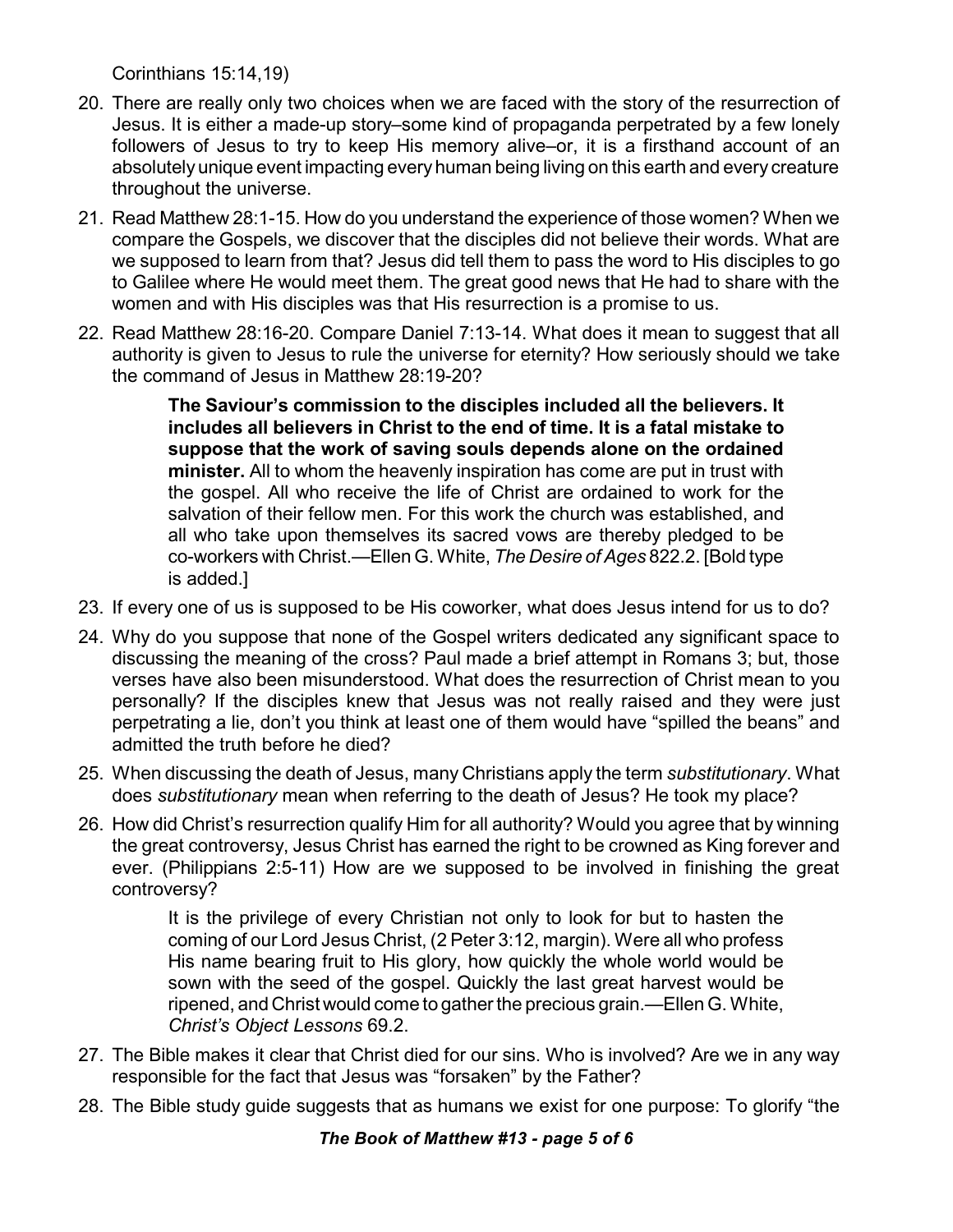Corinthians 15:14,19)

20. There are really only two choices when we are faced with the story of the resurrection of Jesus. It is either a made-up story–some kind of propaganda perpetrated by a few lonely followers of Jesus to try to keep His memory alive–or, it is a firsthand account of an absolutely unique event impacting every human being living on this earth and every creature throughout the universe.

21. Read Matthew 28:1-15. How do you understand the experience of those women? When we compare the Gospels, we discover that the disciples did not believe their words. What are we supposed to learn from that? Jesus did tell them to pass the word to His disciples to go to Galilee where He would meet them. The great good news that He had to share with the women and with His disciples was that His resurrection is a promise to us.

22. Read Matthew 28:16-20. Compare Daniel 7:13-14. What does it mean to suggest that all authority is given to Jesus to rule the universe for eternity? How seriously should we take the command of Jesus in Matthew 28:19-20?

    > **The Saviour's commission to the disciples included all the believers. It includes all believers in Christ to the end of time. It is a fatal mistake to suppose that the work of saving souls depends alone on the ordained minister.** All to whom the heavenly inspiration has come are put in trust with the gospel. All who receive the life of Christ are ordained to work for the salvation of their fellow men. For this work the church was established, and all who take upon themselves its sacred vows are thereby pledged to be co-workers with Christ.—Ellen G. White, *The Desire of Ages* 822.2. [Bold type is added.]

23. If every one of us is supposed to be His coworker, what does Jesus intend for us to do?

24. Why do you suppose that none of the Gospel writers dedicated any significant space to discussing the meaning of the cross? Paul made a brief attempt in Romans 3; but, those verses have also been misunderstood. What does the resurrection of Christ mean to you personally? If the disciples knew that Jesus was not really raised and they were just perpetrating a lie, don't you think at least one of them would have "spilled the beans" and admitted the truth before he died?

25. When discussing the death of Jesus, many Christians apply the term *substitutionary*. What does *substitutionary* mean when referring to the death of Jesus? He took my place?

26. How did Christ's resurrection qualify Him for all authority? Would you agree that by winning the great controversy, Jesus Christ has earned the right to be crowned as King forever and ever. (Philippians 2:5-11) How are we supposed to be involved in finishing the great controversy?

    > It is the privilege of every Christian not only to look for but to hasten the coming of our Lord Jesus Christ, (2 Peter 3:12, margin). Were all who profess His name bearing fruit to His glory, how quickly the whole world would be sown with the seed of the gospel. Quickly the last great harvest would be ripened, and Christ would come to gather the precious grain.—Ellen G. White, *Christ's Object Lessons* 69.2.

27. The Bible makes it clear that Christ died for our sins. Who is involved? Are we in any way responsible for the fact that Jesus was "forsaken" by the Father?

28. The Bible study guide suggests that as humans we exist for one purpose: To glorify "the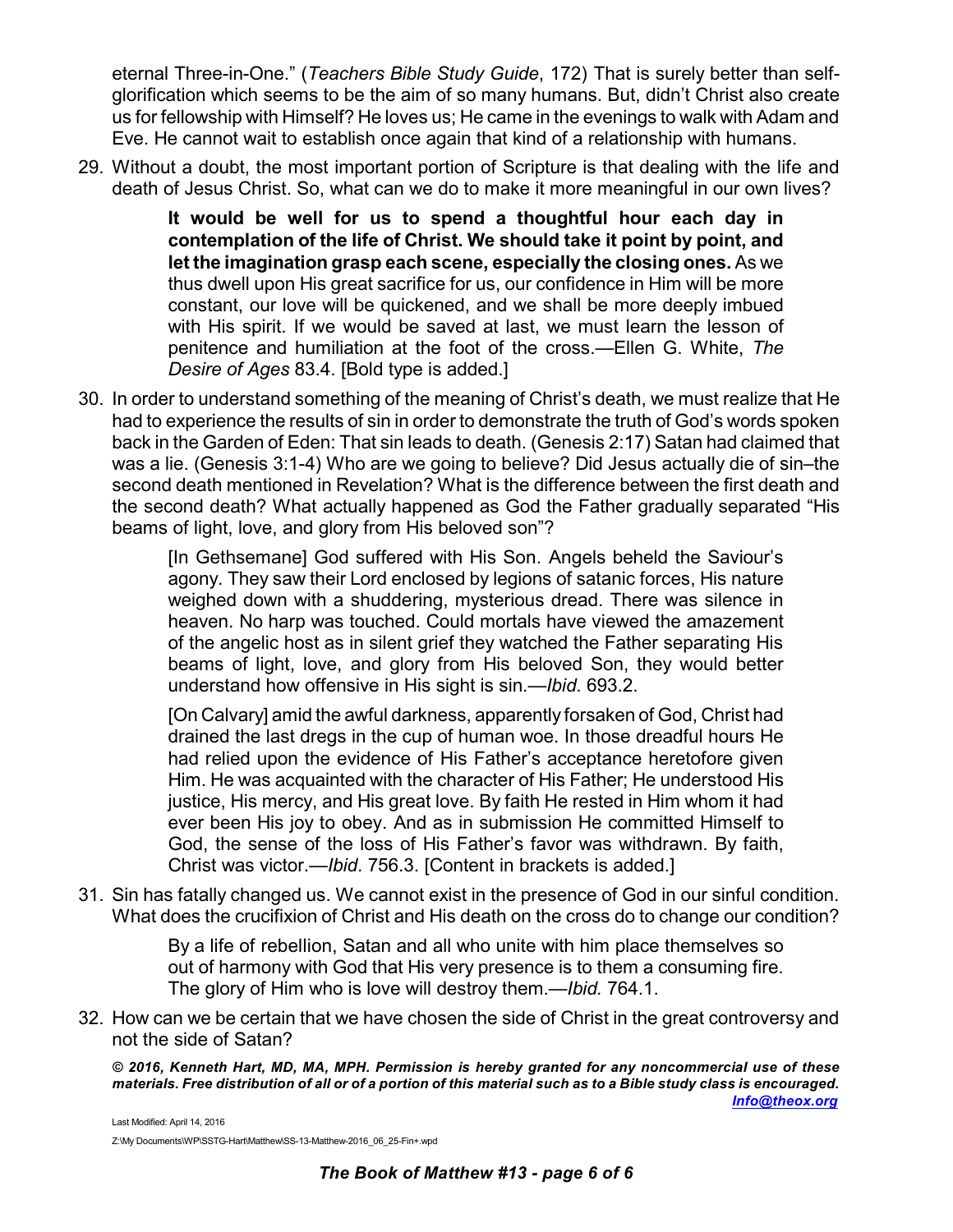eternal Three-in-One." (*Teachers Bible Study Guide*, 172) That is surely better than self-glorification which seems to be the aim of so many humans. But, didn't Christ also create us for fellowship with Himself? He loves us; He came in the evenings to walk with Adam and Eve. He cannot wait to establish once again that kind of a relationship with humans.

29. Without a doubt, the most important portion of Scripture is that dealing with the life and death of Jesus Christ. So, what can we do to make it more meaningful in our own lives?

> **It would be well for us to spend a thoughtful hour each day in contemplation of the life of Christ. We should take it point by point, and let the imagination grasp each scene, especially the closing ones.** As we thus dwell upon His great sacrifice for us, our confidence in Him will be more constant, our love will be quickened, and we shall be more deeply imbued with His spirit. If we would be saved at last, we must learn the lesson of penitence and humiliation at the foot of the cross.—Ellen G. White, *The Desire of Ages* 83.4. [Bold type is added.]

30. In order to understand something of the meaning of Christ's death, we must realize that He had to experience the results of sin in order to demonstrate the truth of God's words spoken back in the Garden of Eden: That sin leads to death. (Genesis 2:17) Satan had claimed that was a lie. (Genesis 3:1-4) Who are we going to believe? Did Jesus actually die of sin–the second death mentioned in Revelation? What is the difference between the first death and the second death? What actually happened as God the Father gradually separated "His beams of light, love, and glory from His beloved son"?

> [In Gethsemane] God suffered with His Son. Angels beheld the Saviour's agony. They saw their Lord enclosed by legions of satanic forces, His nature weighed down with a shuddering, mysterious dread. There was silence in heaven. No harp was touched. Could mortals have viewed the amazement of the angelic host as in silent grief they watched the Father separating His beams of light, love, and glory from His beloved Son, they would better understand how offensive in His sight is sin.—*Ibid*. 693.2.

> [On Calvary] amid the awful darkness, apparently forsaken of God, Christ had drained the last dregs in the cup of human woe. In those dreadful hours He had relied upon the evidence of His Father's acceptance heretofore given Him. He was acquainted with the character of His Father; He understood His justice, His mercy, and His great love. By faith He rested in Him whom it had ever been His joy to obey. And as in submission He committed Himself to God, the sense of the loss of His Father's favor was withdrawn. By faith, Christ was victor.—*Ibid*. 756.3. [Content in brackets is added.]

31. Sin has fatally changed us. We cannot exist in the presence of God in our sinful condition. What does the crucifixion of Christ and His death on the cross do to change our condition?

> By a life of rebellion, Satan and all who unite with him place themselves so out of harmony with God that His very presence is to them a consuming fire. The glory of Him who is love will destroy them.—*Ibid.* 764.1.

32. How can we be certain that we have chosen the side of Christ in the great controversy and not the side of Satan?

***© 2016, Kenneth Hart, MD, MA, MPH. Permission is hereby granted for any noncommercial use of these materials. Free distribution of all or of a portion of this material such as to a Bible study class is encouraged. Info@theox.org***

Last Modified: April 14, 2016

Z:\My Documents\WP\SSTG-Hart\Matthew\SS-13-Matthew-2016_06_25-Fin+.wpd